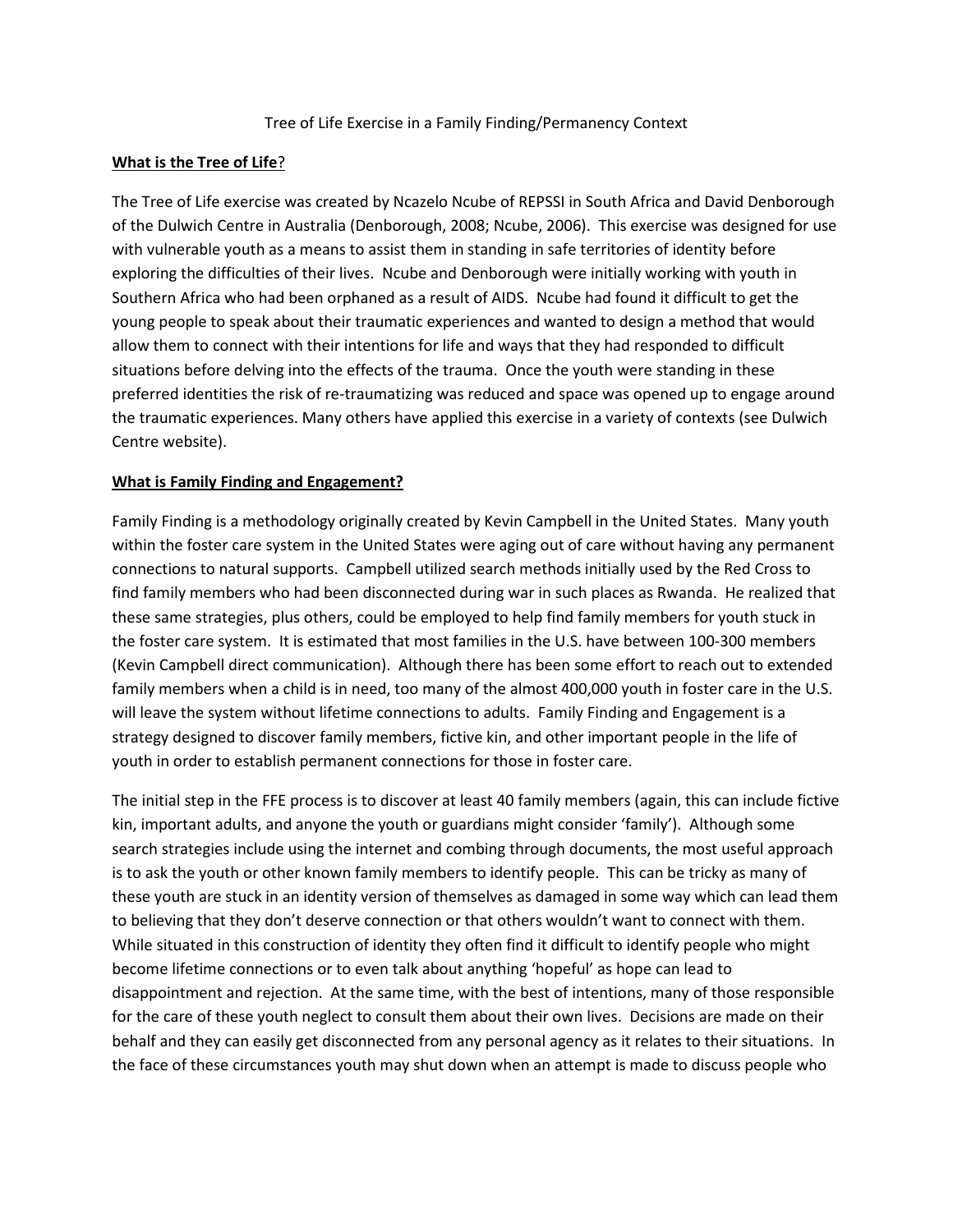# Tree of Life Exercise in a Family Finding/Permanency Context

## **What is the Tree of Life?**

The Tree of Life exercise was created by Ncazelo Ncube of REPSSI in South Africa and David Denborough of the Dulwich Centre in Australia (Denborough, 2008; Ncube, 2006). This exercise was designed for use with vulnerable youth as a means to assist them in standing in safe territories of identity before exploring the difficulties of their lives. Ncube and Denborough were initially working with youth in Southern Africa who had been orphaned as a result of AIDS. Ncube had found it difficult to get the young people to speak about their traumatic experiences and wanted to design a method that would allow them to connect with their intentions for life and ways that they had responded to difficult situations before delving into the effects of the trauma. Once the youth were standing in these preferred identities the risk of re-traumatizing was reduced and space was opened up to engage around the traumatic experiences. Many others have applied this exercise in a variety of contexts (see Dulwich Centre website).

## **What is Family Finding and Engagement?**

Family Finding is a methodology originally created by Kevin Campbell in the United States. Many youth within the foster care system in the United States were aging out of care without having any permanent connections to natural supports. Campbell utilized search methods initially used by the Red Cross to find family members who had been disconnected during war in such places as Rwanda. He realized that these same strategies, plus others, could be employed to help find family members for youth stuck in the foster care system. It is estimated that most families in the U.S. have between 100-300 members (Kevin Campbell direct communication). Although there has been some effort to reach out to extended family members when a child is in need, too many of the almost 400,000 youth in foster care in the U.S. will leave the system without lifetime connections to adults. Family Finding and Engagement is a strategy designed to discover family members, fictive kin, and other important people in the life of youth in order to establish permanent connections for those in foster care.

The initial step in the FFE process is to discover at least 40 family members (again, this can include fictive kin, important adults, and anyone the youth or guardians might consider 'family'). Although some search strategies include using the internet and combing through documents, the most useful approach is to ask the youth or other known family members to identify people. This can be tricky as many of these youth are stuck in an identity version of themselves as damaged in some way which can lead them to believing that they don't deserve connection or that others wouldn't want to connect with them. While situated in this construction of identity they often find it difficult to identify people who might become lifetime connections or to even talk about anything 'hopeful' as hope can lead to disappointment and rejection. At the same time, with the best of intentions, many of those responsible for the care of these youth neglect to consult them about their own lives. Decisions are made on their behalf and they can easily get disconnected from any personal agency as it relates to their situations. In the face of these circumstances youth may shut down when an attempt is made to discuss people who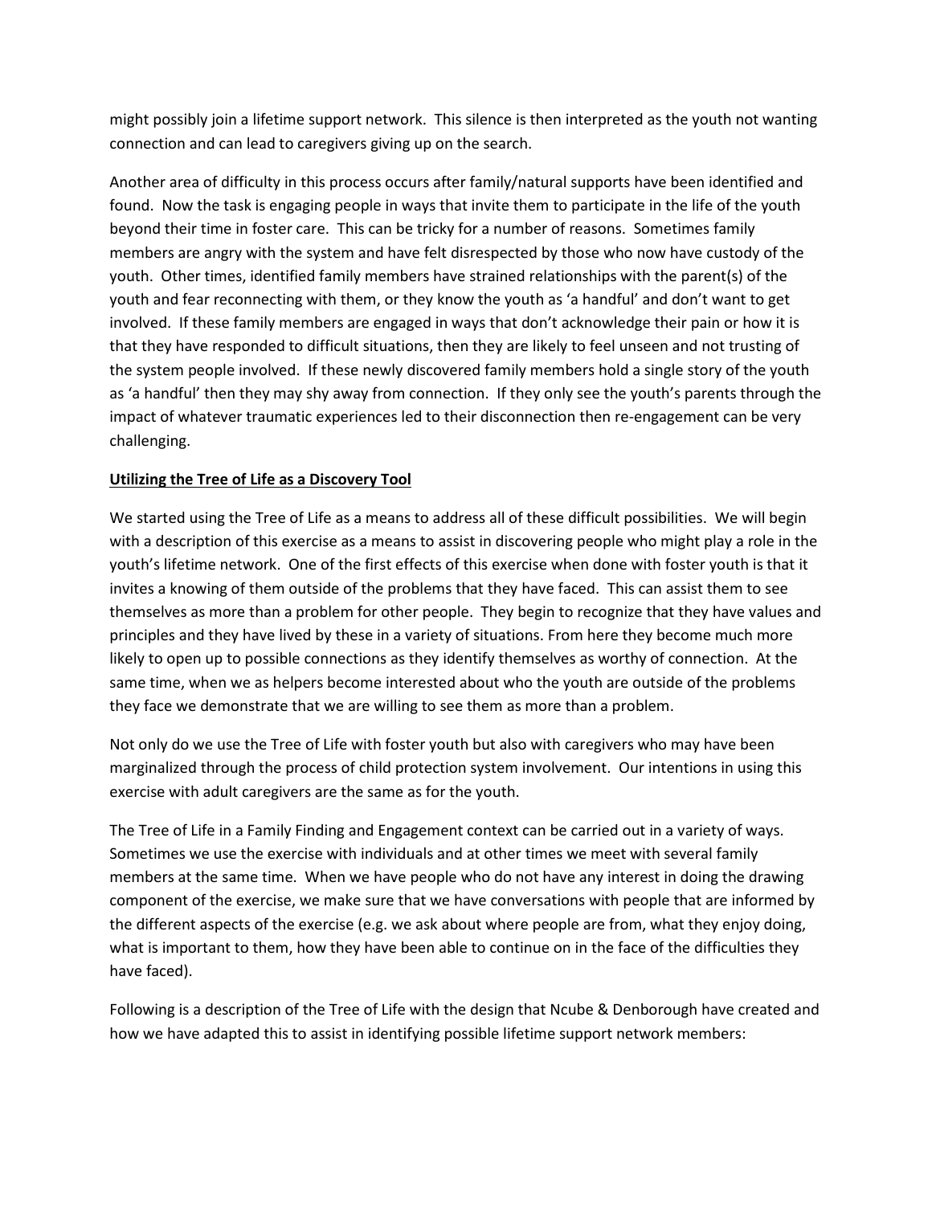might possibly join a lifetime support network. This silence is then interpreted as the youth not wanting connection and can lead to caregivers giving up on the search.

Another area of difficulty in this process occurs after family/natural supports have been identified and found. Now the task is engaging people in ways that invite them to participate in the life of the youth beyond their time in foster care. This can be tricky for a number of reasons. Sometimes family members are angry with the system and have felt disrespected by those who now have custody of the youth. Other times, identified family members have strained relationships with the parent(s) of the youth and fear reconnecting with them, or they know the youth as 'a handful' and don't want to get involved. If these family members are engaged in ways that don't acknowledge their pain or how it is that they have responded to difficult situations, then they are likely to feel unseen and not trusting of the system people involved. If these newly discovered family members hold a single story of the youth as 'a handful' then they may shy away from connection. If they only see the youth's parents through the impact of whatever traumatic experiences led to their disconnection then re-engagement can be very challenging.

## Utilizing the Tree of Life as a Discovery Tool

We started using the Tree of Life as a means to address all of these difficult possibilities. We will begin with a description of this exercise as a means to assist in discovering people who might play a role in the youth's lifetime network. One of the first effects of this exercise when done with foster youth is that it invites a knowing of them outside of the problems that they have faced. This can assist them to see themselves as more than a problem for other people. They begin to recognize that they have values and principles and they have lived by these in a variety of situations. From here they become much more likely to open up to possible connections as they identify themselves as worthy of connection. At the same time, when we as helpers become interested about who the youth are outside of the problems they face we demonstrate that we are willing to see them as more than a problem.

Not only do we use the Tree of Life with foster youth but also with caregivers who may have been marginalized through the process of child protection system involvement. Our intentions in using this exercise with adult caregivers are the same as for the youth.

The Tree of Life in a Family Finding and Engagement context can be carried out in a variety of ways. Sometimes we use the exercise with individuals and at other times we meet with several family members at the same time. When we have people who do not have any interest in doing the drawing component of the exercise, we make sure that we have conversations with people that are informed by the different aspects of the exercise (e.g. we ask about where people are from, what they enjoy doing, what is important to them, how they have been able to continue on in the face of the difficulties they have faced).

Following is a description of the Tree of Life with the design that Ncube & Denborough have created and how we have adapted this to assist in identifying possible lifetime support network members: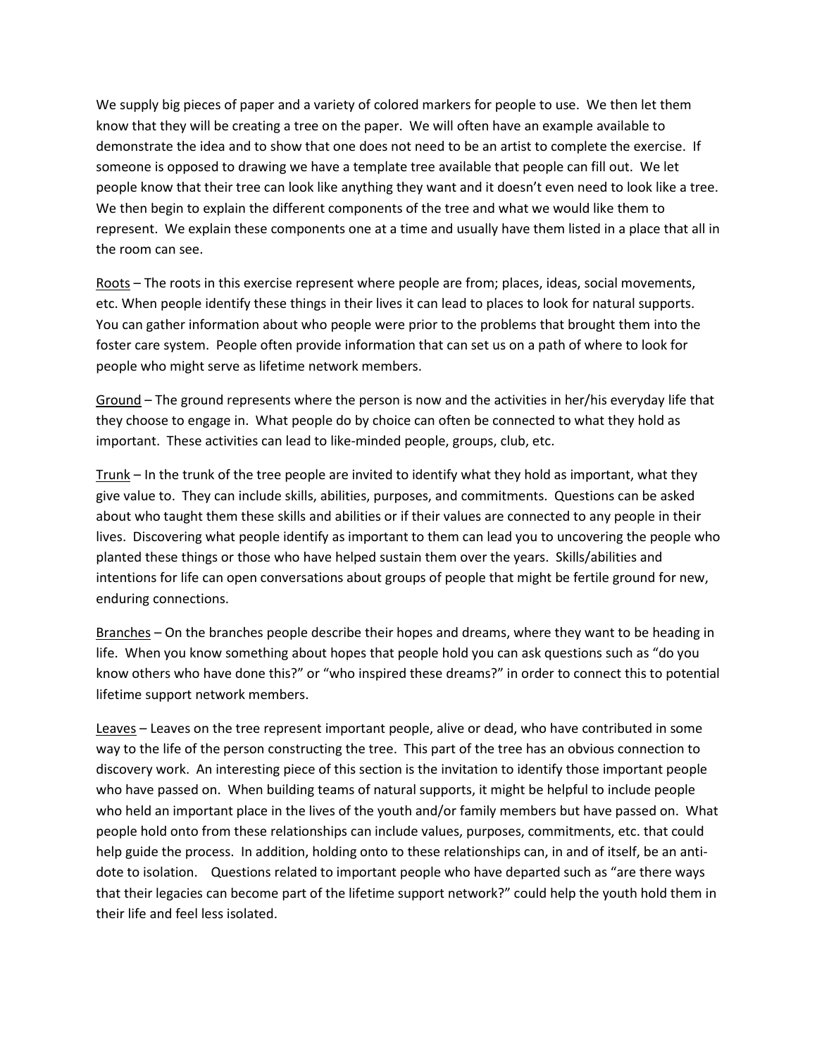We supply big pieces of paper and a variety of colored markers for people to use. We then let them know that they will be creating a tree on the paper. We will often have an example available to demonstrate the idea and to show that one does not need to be an artist to complete the exercise. If someone is opposed to drawing we have a template tree available that people can fill out. We let people know that their tree can look like anything they want and it doesn't even need to look like a tree. We then begin to explain the different components of the tree and what we would like them to represent. We explain these components one at a time and usually have them listed in a place that all in the room can see.

<u>Roots</u> – The roots in this exercise represent where people are from; places, ideas, social movements, etc. When people identify these things in their lives it can lead to places to look for natural supports. You can gather information about who people were prior to the problems that brought them into the foster care system. People often provide information that can set us on a path of where to look for people who might serve as lifetime network members.

<u>Ground</u> – The ground represents where the person is now and the activities in her/his everyday life that they choose to engage in. What people do by choice can often be connected to what they hold as important. These activities can lead to like-minded people, groups, club, etc.

<u>Trunk</u> – In the trunk of the tree people are invited to identify what they hold as important, what they give value to. They can include skills, abilities, purposes, and commitments. Questions can be asked about who taught them these skills and abilities or if their values are connected to any people in their lives. Discovering what people identify as important to them can lead you to uncovering the people who planted these things or those who have helped sustain them over the years. Skills/abilities and intentions for life can open conversations about groups of people that might be fertile ground for new, enduring connections.

<u>Branches</u> – On the branches people describe their hopes and dreams, where they want to be heading in life. When you know something about hopes that people hold you can ask questions such as "do you know others who have done this?" or "who inspired these dreams?" in order to connect this to potential lifetime support network members.

<u>Leaves</u> – Leaves on the tree represent important people, alive or dead, who have contributed in some way to the life of the person constructing the tree. This part of the tree has an obvious connection to discovery work. An interesting piece of this section is the invitation to identify those important people who have passed on. When building teams of natural supports, it might be helpful to include people who held an important place in the lives of the youth and/or family members but have passed on. What people hold onto from these relationships can include values, purposes, commitments, etc. that could help guide the process. In addition, holding onto to these relationships can, in and of itself, be an anti-dote to isolation. Questions related to important people who have departed such as "are there ways that their legacies can become part of the lifetime support network?" could help the youth hold them in their life and feel less isolated.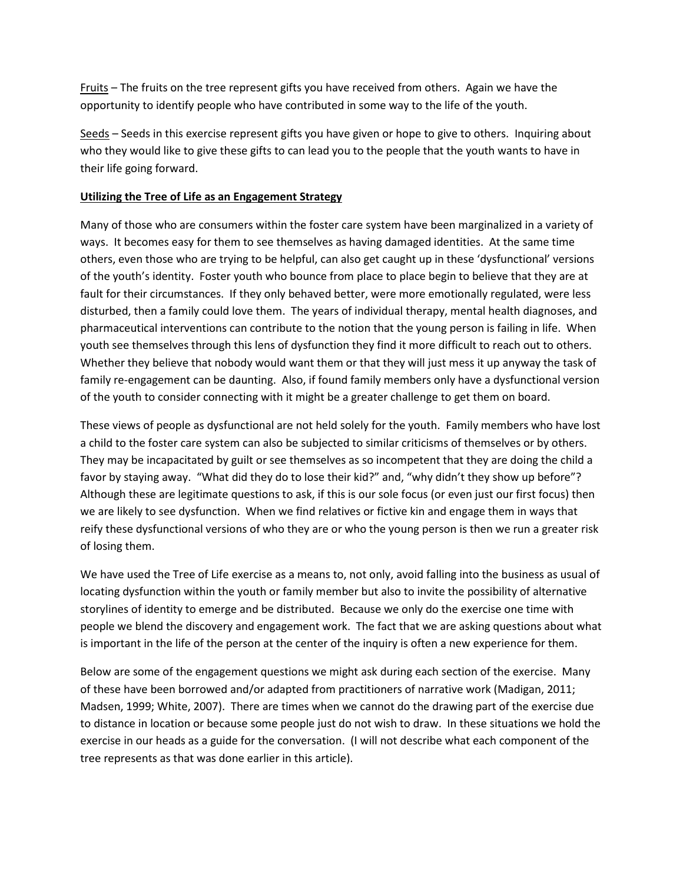Fruits – The fruits on the tree represent gifts you have received from others. Again we have the opportunity to identify people who have contributed in some way to the life of the youth.

Seeds – Seeds in this exercise represent gifts you have given or hope to give to others. Inquiring about who they would like to give these gifts to can lead you to the people that the youth wants to have in their life going forward.

**Utilizing the Tree of Life as an Engagement Strategy**

Many of those who are consumers within the foster care system have been marginalized in a variety of ways. It becomes easy for them to see themselves as having damaged identities. At the same time others, even those who are trying to be helpful, can also get caught up in these 'dysfunctional' versions of the youth's identity. Foster youth who bounce from place to place begin to believe that they are at fault for their circumstances. If they only behaved better, were more emotionally regulated, were less disturbed, then a family could love them. The years of individual therapy, mental health diagnoses, and pharmaceutical interventions can contribute to the notion that the young person is failing in life. When youth see themselves through this lens of dysfunction they find it more difficult to reach out to others. Whether they believe that nobody would want them or that they will just mess it up anyway the task of family re-engagement can be daunting. Also, if found family members only have a dysfunctional version of the youth to consider connecting with it might be a greater challenge to get them on board.

These views of people as dysfunctional are not held solely for the youth. Family members who have lost a child to the foster care system can also be subjected to similar criticisms of themselves or by others. They may be incapacitated by guilt or see themselves as so incompetent that they are doing the child a favor by staying away. "What did they do to lose their kid?" and, "why didn't they show up before"? Although these are legitimate questions to ask, if this is our sole focus (or even just our first focus) then we are likely to see dysfunction. When we find relatives or fictive kin and engage them in ways that reify these dysfunctional versions of who they are or who the young person is then we run a greater risk of losing them.

We have used the Tree of Life exercise as a means to, not only, avoid falling into the business as usual of locating dysfunction within the youth or family member but also to invite the possibility of alternative storylines of identity to emerge and be distributed. Because we only do the exercise one time with people we blend the discovery and engagement work. The fact that we are asking questions about what is important in the life of the person at the center of the inquiry is often a new experience for them.

Below are some of the engagement questions we might ask during each section of the exercise. Many of these have been borrowed and/or adapted from practitioners of narrative work (Madigan, 2011; Madsen, 1999; White, 2007). There are times when we cannot do the drawing part of the exercise due to distance in location or because some people just do not wish to draw. In these situations we hold the exercise in our heads as a guide for the conversation. (I will not describe what each component of the tree represents as that was done earlier in this article).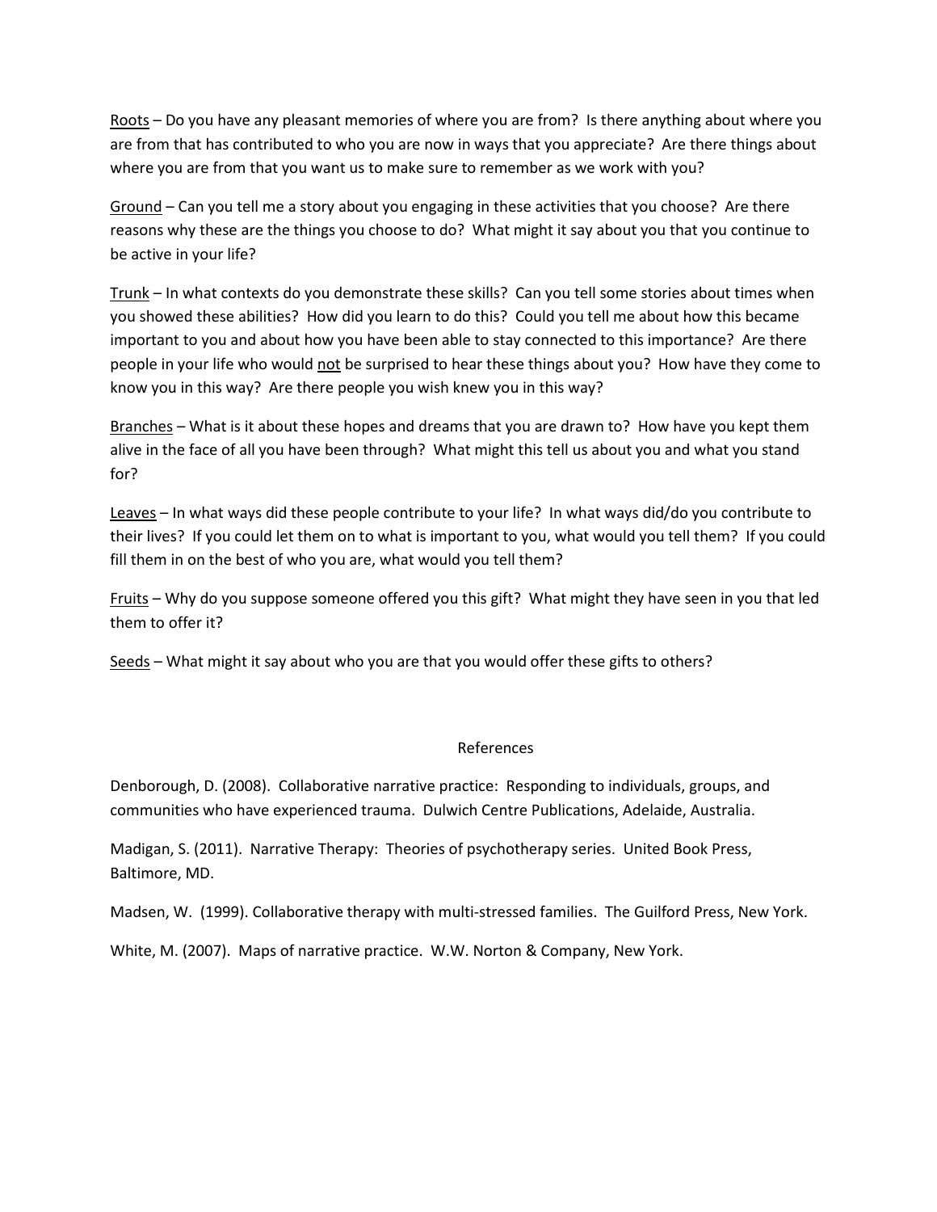<u>Roots</u> – Do you have any pleasant memories of where you are from? Is there anything about where you are from that has contributed to who you are now in ways that you appreciate? Are there things about where you are from that you want us to make sure to remember as we work with you?

<u>Ground</u> – Can you tell me a story about you engaging in these activities that you choose? Are there reasons why these are the things you choose to do? What might it say about you that you continue to be active in your life?

<u>Trunk</u> – In what contexts do you demonstrate these skills? Can you tell some stories about times when you showed these abilities? How did you learn to do this? Could you tell me about how this became important to you and about how you have been able to stay connected to this importance? Are there people in your life who would <u>not</u> be surprised to hear these things about you? How have they come to know you in this way? Are there people you wish knew you in this way?

<u>Branches</u> – What is it about these hopes and dreams that you are drawn to? How have you kept them alive in the face of all you have been through? What might this tell us about you and what you stand for?

<u>Leaves</u> – In what ways did these people contribute to your life? In what ways did/do you contribute to their lives? If you could let them on to what is important to you, what would you tell them? If you could fill them in on the best of who you are, what would you tell them?

<u>Fruits</u> – Why do you suppose someone offered you this gift? What might they have seen in you that led them to offer it?

<u>Seeds</u> – What might it say about who you are that you would offer these gifts to others?

## References

Denborough, D. (2008). Collaborative narrative practice: Responding to individuals, groups, and communities who have experienced trauma. Dulwich Centre Publications, Adelaide, Australia.

Madigan, S. (2011). Narrative Therapy: Theories of psychotherapy series. United Book Press, Baltimore, MD.

Madsen, W. (1999). Collaborative therapy with multi-stressed families. The Guilford Press, New York.

White, M. (2007). Maps of narrative practice. W.W. Norton & Company, New York.